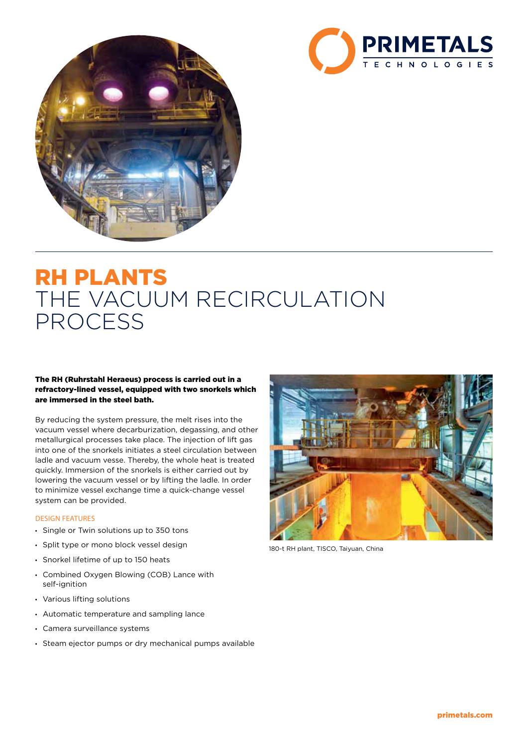# RH PLANTS
# THE VACUUM RECIRCULATION PROCESS

**The RH (Ruhrstahl Heraeus) process is carried out in a refractory-lined vessel, equipped with two snorkels which are immersed in the steel bath.**

By reducing the system pressure, the melt rises into the vacuum vessel where decarburization, degassing, and other metallurgical processes take place. The injection of lift gas into one of the snorkels initiates a steel circulation between ladle and vacuum vesse. Thereby, the whole heat is treated quickly. Immersion of the snorkels is either carried out by lowering the vacuum vessel or by lifting the ladle. In order to minimize vessel exchange time a quick-change vessel system can be provided.

## DESIGN FEATURES

- Single or Twin solutions up to 350 tons
- Split type or mono block vessel design
- Snorkel lifetime of up to 150 heats
- Combined Oxygen Blowing (COB) Lance with self-ignition
- Various lifting solutions
- Automatic temperature and sampling lance
- Camera surveillance systems
- Steam ejector pumps or dry mechanical pumps available

180-t RH plant, TISCO, Taiyuan, China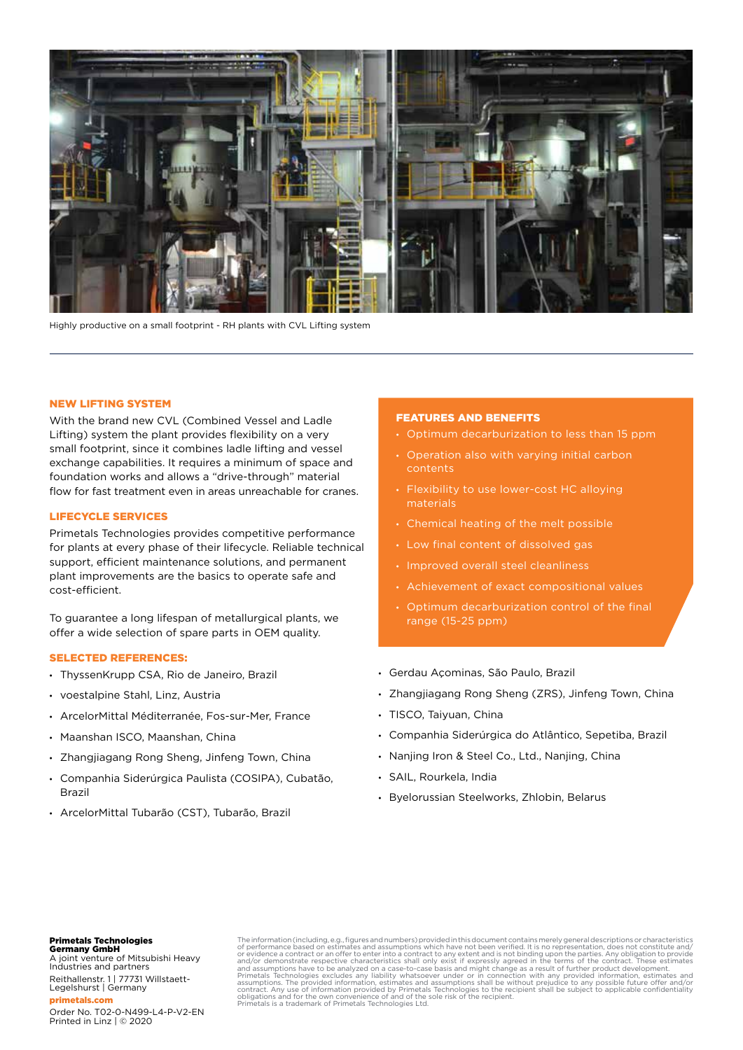Highly productive on a small footprint - RH plants with CVL Lifting system

## NEW LIFTING SYSTEM

With the brand new CVL (Combined Vessel and Ladle Lifting) system the plant provides flexibility on a very small footprint, since it combines ladle lifting and vessel exchange capabilities. It requires a minimum of space and foundation works and allows a “drive-through” material flow for fast treatment even in areas unreachable for cranes.

## LIFECYCLE SERVICES

Primetals Technologies provides competitive performance for plants at every phase of their lifecycle. Reliable technical support, efficient maintenance solutions, and permanent plant improvements are the basics to operate safe and cost-efficient.

To guarantee a long lifespan of metallurgical plants, we offer a wide selection of spare parts in OEM quality.

## FEATURES AND BENEFITS

- Optimum decarburization to less than 15 ppm
- Operation also with varying initial carbon contents
- Flexibility to use lower-cost HC alloying materials
- Chemical heating of the melt possible
- Low final content of dissolved gas
- Improved overall steel cleanliness
- Achievement of exact compositional values
- Optimum decarburization control of the final range (15-25 ppm)

## SELECTED REFERENCES:

- ThyssenKrupp CSA, Rio de Janeiro, Brazil
- voestalpine Stahl, Linz, Austria
- ArcelorMittal Méditerranée, Fos-sur-Mer, France
- Maanshan ISCO, Maanshan, China
- Zhangjiagang Rong Sheng, Jinfeng Town, China
- Companhia Siderúrgica Paulista (COSIPA), Cubatão, Brazil
- ArcelorMittal Tubarão (CST), Tubarão, Brazil
- Gerdau Açominas, São Paulo, Brazil
- Zhangjiagang Rong Sheng (ZRS), Jinfeng Town, China
- TISCO, Taiyuan, China
- Companhia Siderúrgica do Atlântico, Sepetiba, Brazil
- Nanjing Iron & Steel Co., Ltd., Nanjing, China
- SAIL, Rourkela, India
- Byelorussian Steelworks, Zhlobin, Belarus

**Primetals Technologies Germany GmbH**
A joint venture of Mitsubishi Heavy Industries and partners

Reithallenstr. 1 | 77731 Willstaett-Legelshurst | Germany

**primetals.com**

Order No. T02-0-N499-L4-P-V2-EN
Printed in Linz | © 2020

The information (including, e.g., figures and numbers) provided in this document contains merely general descriptions or characteristics of performance based on estimates and assumptions which have not been verified. It is no representation, does not constitute and/or evidence a contract or an offer to enter into a contract to any extent and is not binding upon the parties. Any obligation to provide and/or demonstrate respective characteristics shall only exist if expressly agreed in the terms of the contract. These estimates and assumptions have to be analyzed on a case-to-case basis and might change as a result of further product development. Primetals Technologies excludes any liability whatsoever under or in connection with any provided information, estimates and assumptions. The provided information, estimates and assumptions shall be without prejudice to any possible future offer and/or contract. Any use of information provided by Primetals Technologies to the recipient shall be subject to applicable confidentiality obligations and for the own convenience of and of the sole risk of the recipient.
Primetals is a trademark of Primetals Technologies Ltd.